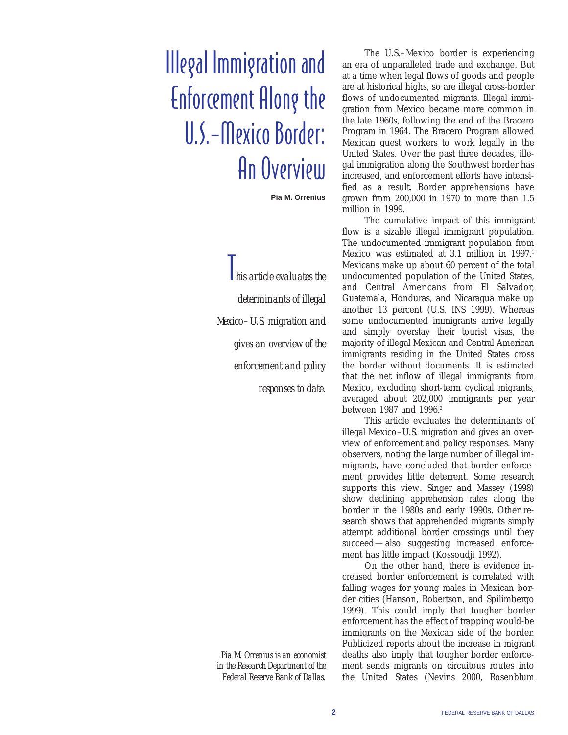# Illegal Immigration and Enforcement Along the U.S.–Mexico Border: An Overview

**Pia M. Orrenius**

*This article evaluates the determinants of illegal Mexico–U.S. migration and gives an overview of the enforcement and policy responses to date.*

*Pia M. Orrenius is an economist in the Research Department of the Federal Reserve Bank of Dallas.*

The U.S.–Mexico border is experiencing an era of unparalleled trade and exchange. But at a time when legal flows of goods and people are at historical highs, so are illegal cross-border flows of undocumented migrants. Illegal immigration from Mexico became more common in the late 1960s, following the end of the Bracero Program in 1964. The Bracero Program allowed Mexican guest workers to work legally in the United States. Over the past three decades, illegal immigration along the Southwest border has increased, and enforcement efforts have intensified as a result. Border apprehensions have grown from 200,000 in 1970 to more than 1.5 million in 1999.

The cumulative impact of this immigrant flow is a sizable illegal immigrant population. The undocumented immigrant population from Mexico was estimated at 3.1 million in 1997.[1] Mexicans make up about 60 percent of the total undocumented population of the United States, and Central Americans from El Salvador, Guatemala, Honduras, and Nicaragua make up another 13 percent (U.S. INS 1999). Whereas some undocumented immigrants arrive legally and simply overstay their tourist visas, the majority of illegal Mexican and Central American immigrants residing in the United States cross the border without documents. It is estimated that the net inflow of illegal immigrants from Mexico, excluding short-term cyclical migrants, averaged about 202,000 immigrants per year between 1987 and 1996.[2]

This article evaluates the determinants of illegal Mexico–U.S. migration and gives an overview of enforcement and policy responses. Many observers, noting the large number of illegal immigrants, have concluded that border enforcement provides little deterrent. Some research supports this view. Singer and Massey (1998) show declining apprehension rates along the border in the 1980s and early 1990s. Other research shows that apprehended migrants simply attempt additional border crossings until they succeed—also suggesting increased enforcement has little impact (Kossoudji 1992).

On the other hand, there is evidence increased border enforcement is correlated with falling wages for young males in Mexican border cities (Hanson, Robertson, and Spilimbergo 1999). This could imply that tougher border enforcement has the effect of trapping would-be immigrants on the Mexican side of the border. Publicized reports about the increase in migrant deaths also imply that tougher border enforcement sends migrants on circuitous routes into the United States (Nevins 2000, Rosenblum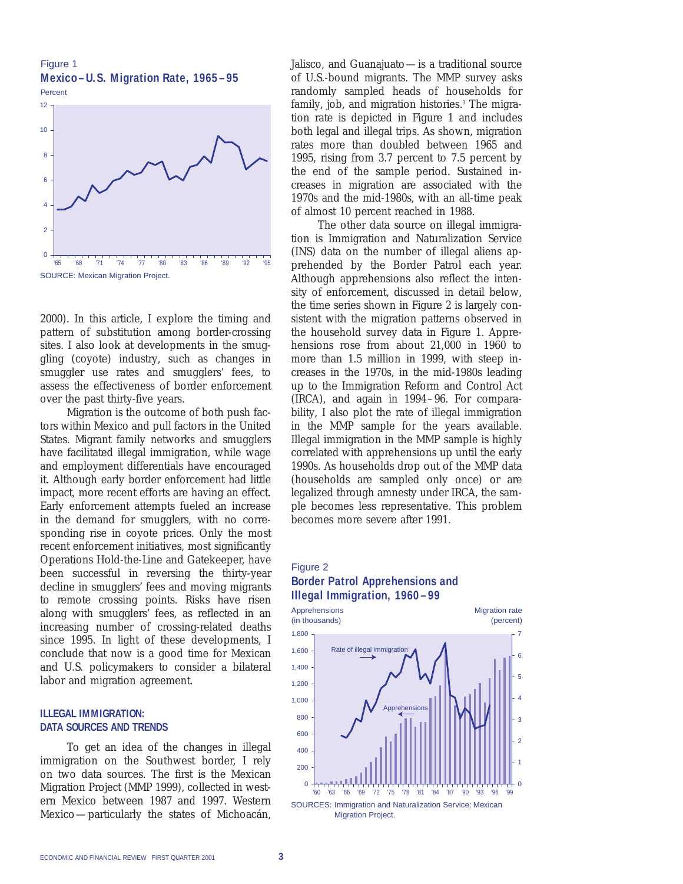Figure 1
**Mexico–U.S. Migration Rate, 1965–95**

SOURCE: Mexican Migration Project.

2000). In this article, I explore the timing and pattern of substitution among border-crossing sites. I also look at developments in the smuggling (coyote) industry, such as changes in smuggler use rates and smugglers' fees, to assess the effectiveness of border enforcement over the past thirty-five years.

Migration is the outcome of both push factors within Mexico and pull factors in the United States. Migrant family networks and smugglers have facilitated illegal immigration, while wage and employment differentials have encouraged it. Although early border enforcement had little impact, more recent efforts are having an effect. Early enforcement attempts fueled an increase in the demand for smugglers, with no corresponding rise in coyote prices. Only the most recent enforcement initiatives, most significantly Operations Hold-the-Line and Gatekeeper, have been successful in reversing the thirty-year decline in smugglers' fees and moving migrants to remote crossing points. Risks have risen along with smugglers' fees, as reflected in an increasing number of crossing-related deaths since 1995. In light of these developments, I conclude that now is a good time for Mexican and U.S. policymakers to consider a bilateral labor and migration agreement.

## ILLEGAL IMMIGRATION: DATA SOURCES AND TRENDS

To get an idea of the changes in illegal immigration on the Southwest border, I rely on two data sources. The first is the Mexican Migration Project (MMP 1999), collected in western Mexico between 1987 and 1997. Western Mexico—particularly the states of Michoacán, Jalisco, and Guanajuato—is a traditional source of U.S.-bound migrants. The MMP survey asks randomly sampled heads of households for family, job, and migration histories.[3] The migration rate is depicted in Figure 1 and includes both legal and illegal trips. As shown, migration rates more than doubled between 1965 and 1995, rising from 3.7 percent to 7.5 percent by the end of the sample period. Sustained increases in migration are associated with the 1970s and the mid-1980s, with an all-time peak of almost 10 percent reached in 1988.

The other data source on illegal immigration is Immigration and Naturalization Service (INS) data on the number of illegal aliens apprehended by the Border Patrol each year. Although apprehensions also reflect the intensity of enforcement, discussed in detail below, the time series shown in Figure 2 is largely consistent with the migration patterns observed in the household survey data in Figure 1. Apprehensions rose from about 21,000 in 1960 to more than 1.5 million in 1999, with steep increases in the 1970s, in the mid-1980s leading up to the Immigration Reform and Control Act (IRCA), and again in 1994–96. For comparability, I also plot the rate of illegal immigration in the MMP sample for the years available. Illegal immigration in the MMP sample is highly correlated with apprehensions up until the early 1990s. As households drop out of the MMP data (households are sampled only once) or are legalized through amnesty under IRCA, the sample becomes less representative. This problem becomes more severe after 1991.

Figure 2
**Border Patrol Apprehensions and Illegal Immigration, 1960–99**

SOURCES: Immigration and Naturalization Service; Mexican Migration Project.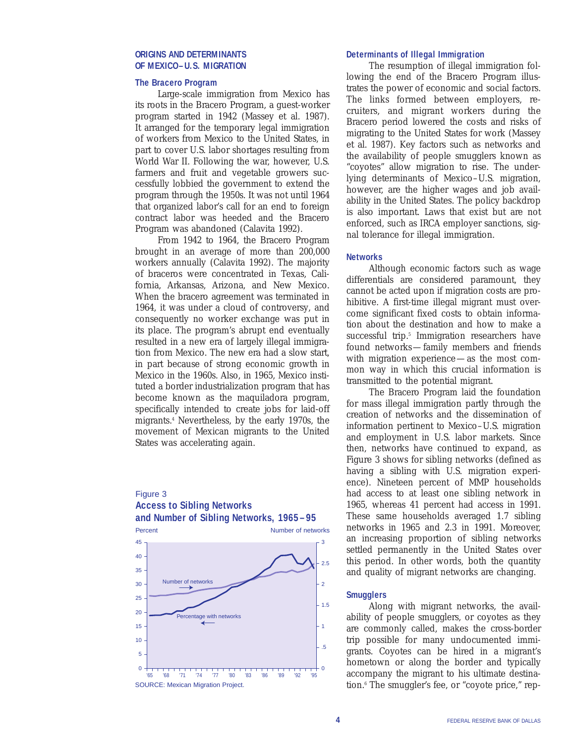## ORIGINS AND DETERMINANTS OF MEXICO–U.S. MIGRATION

### The Bracero Program

Large-scale immigration from Mexico has its roots in the Bracero Program, a guest-worker program started in 1942 (Massey et al. 1987). It arranged for the temporary legal immigration of workers from Mexico to the United States, in part to cover U.S. labor shortages resulting from World War II. Following the war, however, U.S. farmers and fruit and vegetable growers successfully lobbied the government to extend the program through the 1950s. It was not until 1964 that organized labor's call for an end to foreign contract labor was heeded and the Bracero Program was abandoned (Calavita 1992).

From 1942 to 1964, the Bracero Program brought in an average of more than 200,000 workers annually (Calavita 1992). The majority of braceros were concentrated in Texas, California, Arkansas, Arizona, and New Mexico. When the bracero agreement was terminated in 1964, it was under a cloud of controversy, and consequently no worker exchange was put in its place. The program's abrupt end eventually resulted in a new era of largely illegal immigration from Mexico. The new era had a slow start, in part because of strong economic growth in Mexico in the 1960s. Also, in 1965, Mexico instituted a border industrialization program that has become known as the maquiladora program, specifically intended to create jobs for laid-off migrants.[4] Nevertheless, by the early 1970s, the movement of Mexican migrants to the United States was accelerating again.

Figure 3
**Access to Sibling Networks and Number of Sibling Networks, 1965–95**

SOURCE: Mexican Migration Project.

### Determinants of Illegal Immigration

The resumption of illegal immigration following the end of the Bracero Program illustrates the power of economic and social factors. The links formed between employers, recruiters, and migrant workers during the Bracero period lowered the costs and risks of migrating to the United States for work (Massey et al. 1987). Key factors such as networks and the availability of people smugglers known as "coyotes" allow migration to rise. The underlying determinants of Mexico–U.S. migration, however, are the higher wages and job availability in the United States. The policy backdrop is also important. Laws that exist but are not enforced, such as IRCA employer sanctions, signal tolerance for illegal immigration.

### Networks

Although economic factors such as wage differentials are considered paramount, they cannot be acted upon if migration costs are prohibitive. A first-time illegal migrant must overcome significant fixed costs to obtain information about the destination and how to make a successful trip.[5] Immigration researchers have found networks—family members and friends with migration experience—as the most common way in which this crucial information is transmitted to the potential migrant.

The Bracero Program laid the foundation for mass illegal immigration partly through the creation of networks and the dissemination of information pertinent to Mexico–U.S. migration and employment in U.S. labor markets. Since then, networks have continued to expand, as Figure 3 shows for sibling networks (defined as having a sibling with U.S. migration experience). Nineteen percent of MMP households had access to at least one sibling network in 1965, whereas 41 percent had access in 1991. These same households averaged 1.7 sibling networks in 1965 and 2.3 in 1991. Moreover, an increasing proportion of sibling networks settled permanently in the United States over this period. In other words, both the quantity and quality of migrant networks are changing.

### Smugglers

Along with migrant networks, the availability of people smugglers, or coyotes as they are commonly called, makes the cross-border trip possible for many undocumented immigrants. Coyotes can be hired in a migrant's hometown or along the border and typically accompany the migrant to his ultimate destination.[6] The smuggler's fee, or "coyote price," rep-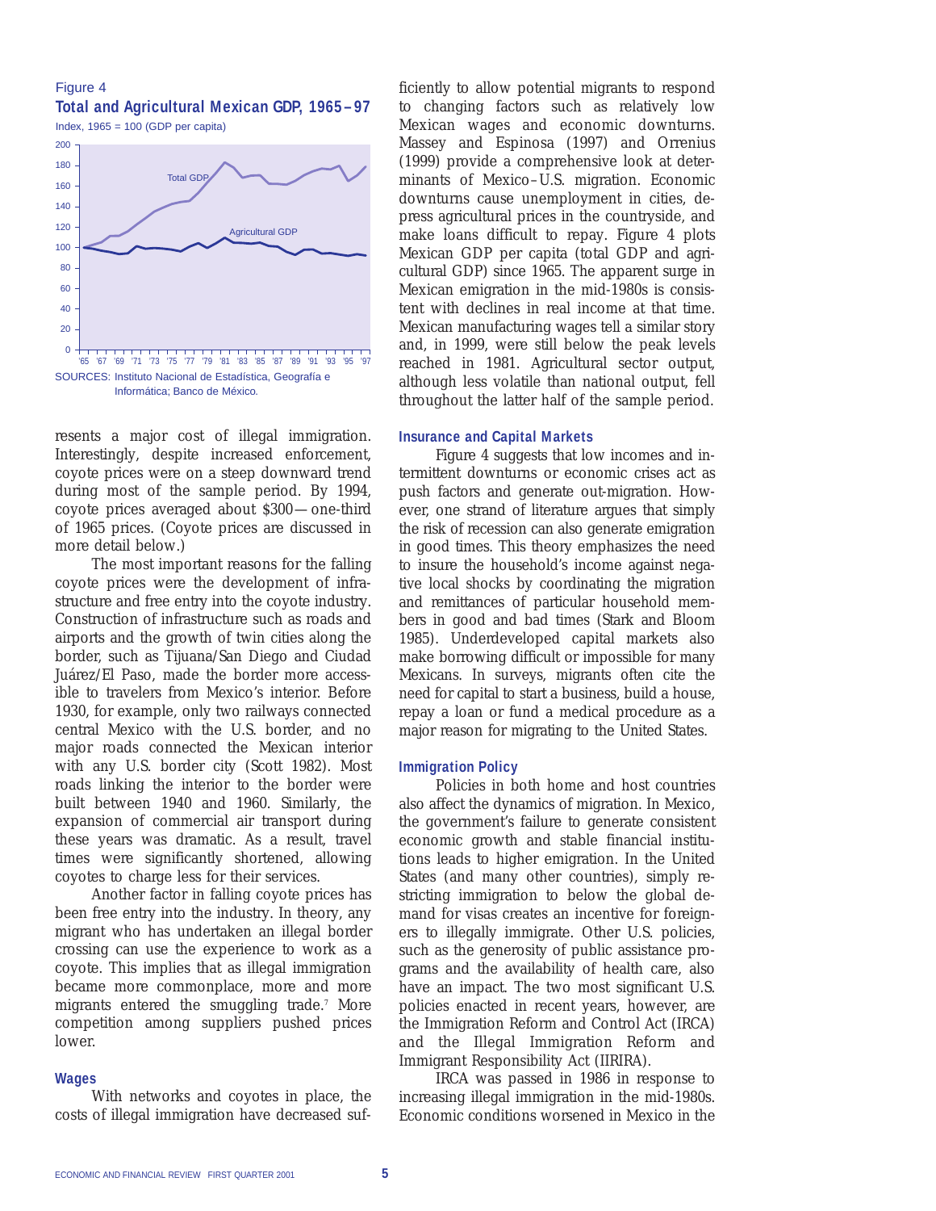Figure 4

**Total and Agricultural Mexican GDP, 1965–97**

Index, 1965 = 100 (GDP per capita)

SOURCES: Instituto Nacional de Estadística, Geografía e Informática; Banco de México.

resents a major cost of illegal immigration. Interestingly, despite increased enforcement, coyote prices were on a steep downward trend during most of the sample period. By 1994, coyote prices averaged about $300—one-third of 1965 prices. (Coyote prices are discussed in more detail below.)

The most important reasons for the falling coyote prices were the development of infrastructure and free entry into the coyote industry. Construction of infrastructure such as roads and airports and the growth of twin cities along the border, such as Tijuana/San Diego and Ciudad Juárez/El Paso, made the border more accessible to travelers from Mexico's interior. Before 1930, for example, only two railways connected central Mexico with the U.S. border, and no major roads connected the Mexican interior with any U.S. border city (Scott 1982). Most roads linking the interior to the border were built between 1940 and 1960. Similarly, the expansion of commercial air transport during these years was dramatic. As a result, travel times were significantly shortened, allowing coyotes to charge less for their services.

Another factor in falling coyote prices has been free entry into the industry. In theory, any migrant who has undertaken an illegal border crossing can use the experience to work as a coyote. This implies that as illegal immigration became more commonplace, more and more migrants entered the smuggling trade.[7] More competition among suppliers pushed prices lower.

### Wages

With networks and coyotes in place, the costs of illegal immigration have decreased sufficiently to allow potential migrants to respond to changing factors such as relatively low Mexican wages and economic downturns. Massey and Espinosa (1997) and Orrenius (1999) provide a comprehensive look at determinants of Mexico–U.S. migration. Economic downturns cause unemployment in cities, depress agricultural prices in the countryside, and make loans difficult to repay. Figure 4 plots Mexican GDP per capita (total GDP and agricultural GDP) since 1965. The apparent surge in Mexican emigration in the mid-1980s is consistent with declines in real income at that time. Mexican manufacturing wages tell a similar story and, in 1999, were still below the peak levels reached in 1981. Agricultural sector output, although less volatile than national output, fell throughout the latter half of the sample period.

### Insurance and Capital Markets

Figure 4 suggests that low incomes and intermittent downturns or economic crises act as push factors and generate out-migration. However, one strand of literature argues that simply the risk of recession can also generate emigration in good times. This theory emphasizes the need to insure the household's income against negative local shocks by coordinating the migration and remittances of particular household members in good and bad times (Stark and Bloom 1985). Underdeveloped capital markets also make borrowing difficult or impossible for many Mexicans. In surveys, migrants often cite the need for capital to start a business, build a house, repay a loan or fund a medical procedure as a major reason for migrating to the United States.

### Immigration Policy

Policies in both home and host countries also affect the dynamics of migration. In Mexico, the government's failure to generate consistent economic growth and stable financial institutions leads to higher emigration. In the United States (and many other countries), simply restricting immigration to below the global demand for visas creates an incentive for foreigners to illegally immigrate. Other U.S. policies, such as the generosity of public assistance programs and the availability of health care, also have an impact. The two most significant U.S. policies enacted in recent years, however, are the Immigration Reform and Control Act (IRCA) and the Illegal Immigration Reform and Immigrant Responsibility Act (IIRIRA).

IRCA was passed in 1986 in response to increasing illegal immigration in the mid-1980s. Economic conditions worsened in Mexico in the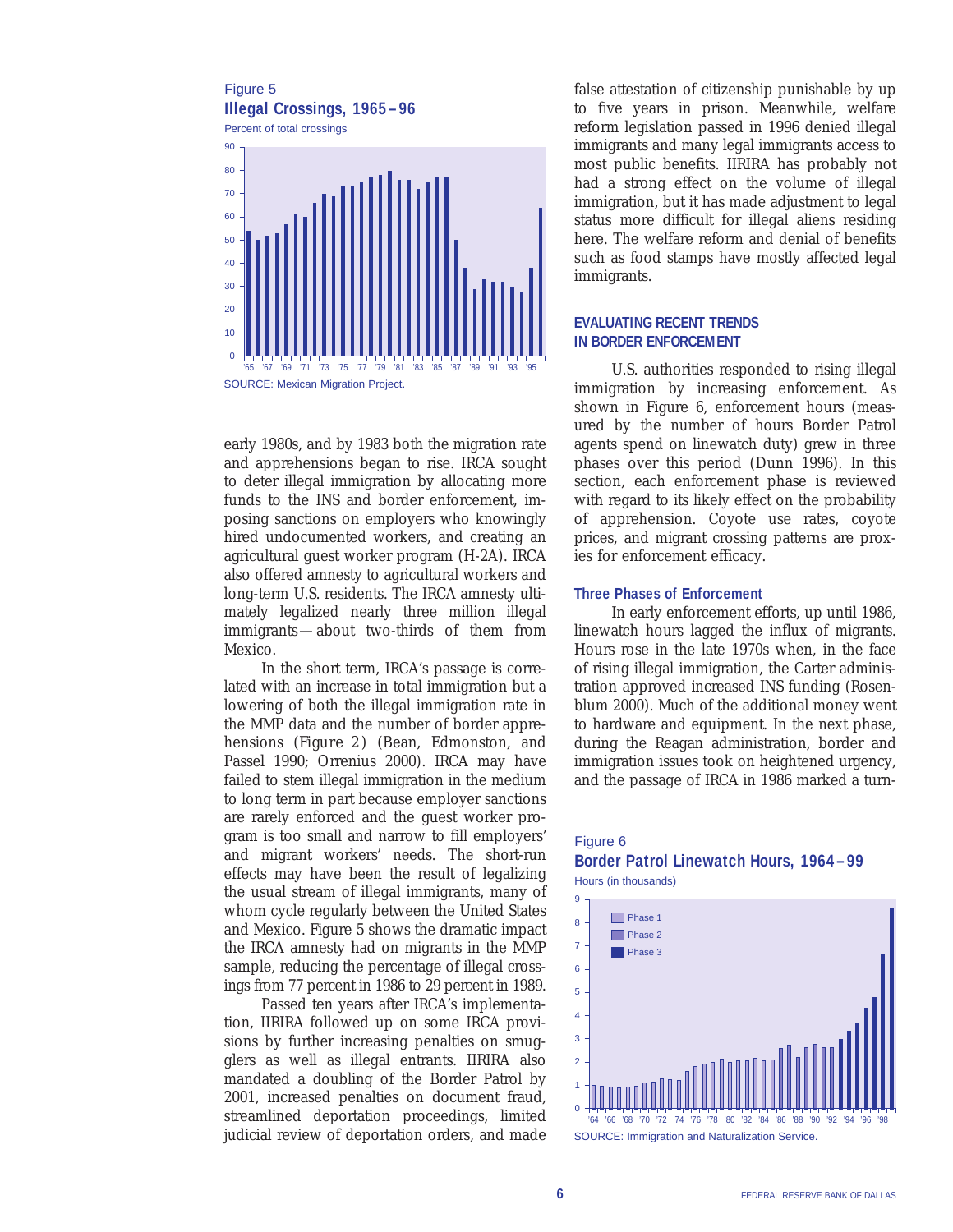Figure 5
**Illegal Crossings, 1965–96**

Percent of total crossings

SOURCE: Mexican Migration Project.

early 1980s, and by 1983 both the migration rate and apprehensions began to rise. IRCA sought to deter illegal immigration by allocating more funds to the INS and border enforcement, imposing sanctions on employers who knowingly hired undocumented workers, and creating an agricultural guest worker program (H-2A). IRCA also offered amnesty to agricultural workers and long-term U.S. residents. The IRCA amnesty ultimately legalized nearly three million illegal immigrants—about two-thirds of them from Mexico.

In the short term, IRCA's passage is correlated with an increase in total immigration but a lowering of both the illegal immigration rate in the MMP data and the number of border apprehensions (Figure 2) (Bean, Edmonston, and Passel 1990; Orrenius 2000). IRCA may have failed to stem illegal immigration in the medium to long term in part because employer sanctions are rarely enforced and the guest worker program is too small and narrow to fill employers' and migrant workers' needs. The short-run effects may have been the result of legalizing the usual stream of illegal immigrants, many of whom cycle regularly between the United States and Mexico. Figure 5 shows the dramatic impact the IRCA amnesty had on migrants in the MMP sample, reducing the percentage of illegal crossings from 77 percent in 1986 to 29 percent in 1989.

Passed ten years after IRCA's implementation, IIRIRA followed up on some IRCA provisions by further increasing penalties on smugglers as well as illegal entrants. IIRIRA also mandated a doubling of the Border Patrol by 2001, increased penalties on document fraud, streamlined deportation proceedings, limited judicial review of deportation orders, and made false attestation of citizenship punishable by up to five years in prison. Meanwhile, welfare reform legislation passed in 1996 denied illegal immigrants and many legal immigrants access to most public benefits. IIRIRA has probably not had a strong effect on the volume of illegal immigration, but it has made adjustment to legal status more difficult for illegal aliens residing here. The welfare reform and denial of benefits such as food stamps have mostly affected legal immigrants.

## EVALUATING RECENT TRENDS IN BORDER ENFORCEMENT

U.S. authorities responded to rising illegal immigration by increasing enforcement. As shown in Figure 6, enforcement hours (measured by the number of hours Border Patrol agents spend on linewatch duty) grew in three phases over this period (Dunn 1996). In this section, each enforcement phase is reviewed with regard to its likely effect on the probability of apprehension. Coyote use rates, coyote prices, and migrant crossing patterns are proxies for enforcement efficacy.

### Three Phases of Enforcement

In early enforcement efforts, up until 1986, linewatch hours lagged the influx of migrants. Hours rose in the late 1970s when, in the face of rising illegal immigration, the Carter administration approved increased INS funding (Rosenblum 2000). Much of the additional money went to hardware and equipment. In the next phase, during the Reagan administration, border and immigration issues took on heightened urgency, and the passage of IRCA in 1986 marked a turn-

Figure 6
**Border Patrol Linewatch Hours, 1964–99**

Hours (in thousands)

SOURCE: Immigration and Naturalization Service.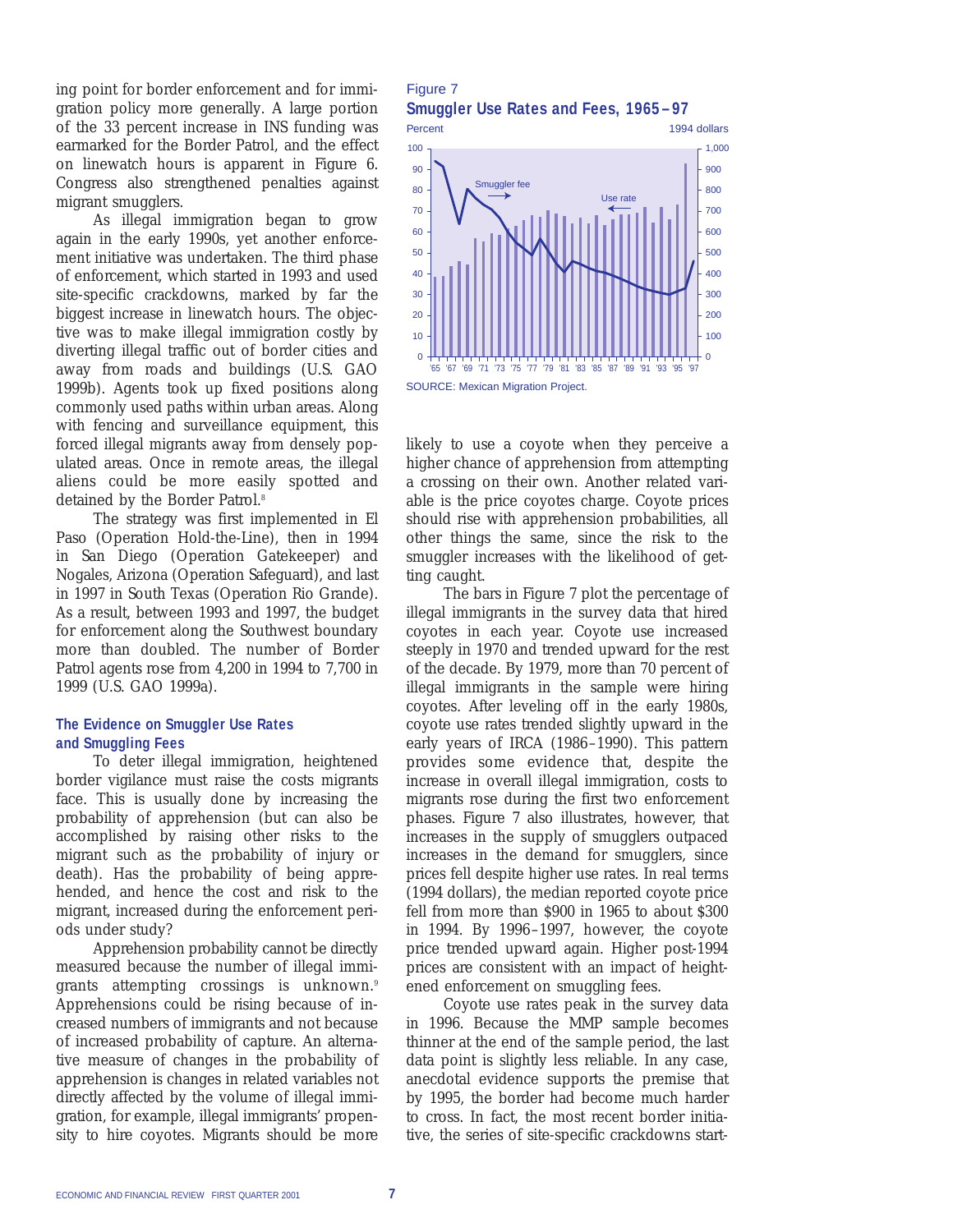ing point for border enforcement and for immigration policy more generally. A large portion of the 33 percent increase in INS funding was earmarked for the Border Patrol, and the effect on linewatch hours is apparent in Figure 6. Congress also strengthened penalties against migrant smugglers.

As illegal immigration began to grow again in the early 1990s, yet another enforcement initiative was undertaken. The third phase of enforcement, which started in 1993 and used site-specific crackdowns, marked by far the biggest increase in linewatch hours. The objective was to make illegal immigration costly by diverting illegal traffic out of border cities and away from roads and buildings (U.S. GAO 1999b). Agents took up fixed positions along commonly used paths within urban areas. Along with fencing and surveillance equipment, this forced illegal migrants away from densely populated areas. Once in remote areas, the illegal aliens could be more easily spotted and detained by the Border Patrol.[8]

The strategy was first implemented in El Paso (Operation Hold-the-Line), then in 1994 in San Diego (Operation Gatekeeper) and Nogales, Arizona (Operation Safeguard), and last in 1997 in South Texas (Operation Rio Grande). As a result, between 1993 and 1997, the budget for enforcement along the Southwest boundary more than doubled. The number of Border Patrol agents rose from 4,200 in 1994 to 7,700 in 1999 (U.S. GAO 1999a).

### The Evidence on Smuggler Use Rates and Smuggling Fees

To deter illegal immigration, heightened border vigilance must raise the costs migrants face. This is usually done by increasing the probability of apprehension (but can also be accomplished by raising other risks to the migrant such as the probability of injury or death). Has the probability of being apprehended, and hence the cost and risk to the migrant, increased during the enforcement periods under study?

Apprehension probability cannot be directly measured because the number of illegal immigrants attempting crossings is unknown.[9] Apprehensions could be rising because of increased numbers of immigrants and not because of increased probability of capture. An alternative measure of changes in the probability of apprehension is changes in related variables not directly affected by the volume of illegal immigration, for example, illegal immigrants' propensity to hire coyotes. Migrants should be more likely to use a coyote when they perceive a higher chance of apprehension from attempting a crossing on their own. Another related variable is the price coyotes charge. Coyote prices should rise with apprehension probabilities, all other things the same, since the risk to the smuggler increases with the likelihood of getting caught.

Figure 7

**Smuggler Use Rates and Fees, 1965–97**

SOURCE: Mexican Migration Project.

The bars in Figure 7 plot the percentage of illegal immigrants in the survey data that hired coyotes in each year. Coyote use increased steeply in 1970 and trended upward for the rest of the decade. By 1979, more than 70 percent of illegal immigrants in the sample were hiring coyotes. After leveling off in the early 1980s, coyote use rates trended slightly upward in the early years of IRCA (1986–1990). This pattern provides some evidence that, despite the increase in overall illegal immigration, costs to migrants rose during the first two enforcement phases. Figure 7 also illustrates, however, that increases in the supply of smugglers outpaced increases in the demand for smugglers, since prices fell despite higher use rates. In real terms (1994 dollars), the median reported coyote price fell from more than $900 in 1965 to about $300 in 1994. By 1996–1997, however, the coyote price trended upward again. Higher post-1994 prices are consistent with an impact of heightened enforcement on smuggling fees.

Coyote use rates peak in the survey data in 1996. Because the MMP sample becomes thinner at the end of the sample period, the last data point is slightly less reliable. In any case, anecdotal evidence supports the premise that by 1995, the border had become much harder to cross. In fact, the most recent border initiative, the series of site-specific crackdowns start-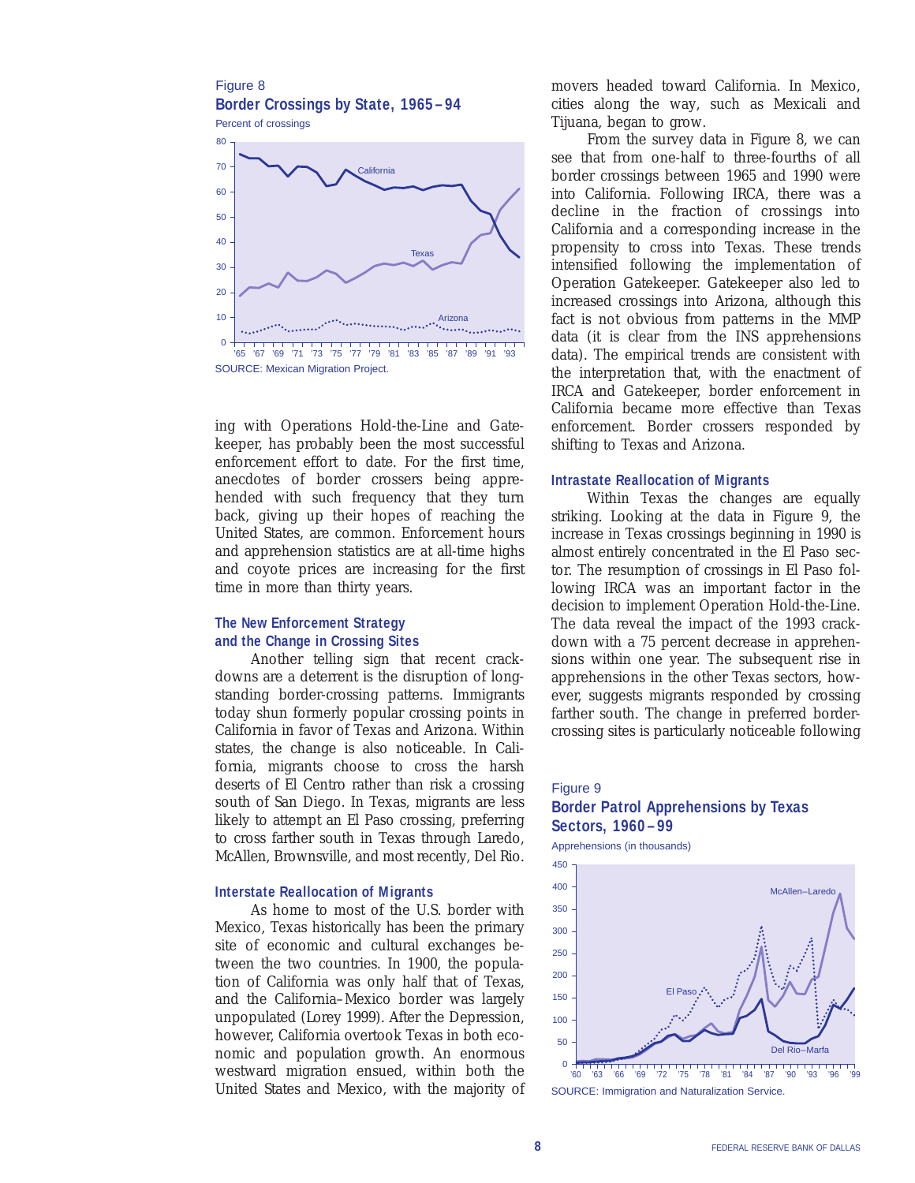Figure 8
**Border Crossings by State, 1965 – 94**

Percent of crossings

SOURCE: Mexican Migration Project.

ing with Operations Hold-the-Line and Gatekeeper, has probably been the most successful enforcement effort to date. For the first time, anecdotes of border crossers being apprehended with such frequency that they turn back, giving up their hopes of reaching the United States, are common. Enforcement hours and apprehension statistics are at all-time highs and coyote prices are increasing for the first time in more than thirty years.

### The New Enforcement Strategy and the Change in Crossing Sites

Another telling sign that recent crackdowns are a deterrent is the disruption of longstanding border-crossing patterns. Immigrants today shun formerly popular crossing points in California in favor of Texas and Arizona. Within states, the change is also noticeable. In California, migrants choose to cross the harsh deserts of El Centro rather than risk a crossing south of San Diego. In Texas, migrants are less likely to attempt an El Paso crossing, preferring to cross farther south in Texas through Laredo, McAllen, Brownsville, and most recently, Del Rio.

### Interstate Reallocation of Migrants

As home to most of the U.S. border with Mexico, Texas historically has been the primary site of economic and cultural exchanges between the two countries. In 1900, the population of California was only half that of Texas, and the California–Mexico border was largely unpopulated (Lorey 1999). After the Depression, however, California overtook Texas in both economic and population growth. An enormous westward migration ensued, within both the United States and Mexico, with the majority of movers headed toward California. In Mexico, cities along the way, such as Mexicali and Tijuana, began to grow.

From the survey data in Figure 8, we can see that from one-half to three-fourths of all border crossings between 1965 and 1990 were into California. Following IRCA, there was a decline in the fraction of crossings into California and a corresponding increase in the propensity to cross into Texas. These trends intensified following the implementation of Operation Gatekeeper. Gatekeeper also led to increased crossings into Arizona, although this fact is not obvious from patterns in the MMP data (it is clear from the INS apprehensions data). The empirical trends are consistent with the interpretation that, with the enactment of IRCA and Gatekeeper, border enforcement in California became more effective than Texas enforcement. Border crossers responded by shifting to Texas and Arizona.

### Intrastate Reallocation of Migrants

Within Texas the changes are equally striking. Looking at the data in Figure 9, the increase in Texas crossings beginning in 1990 is almost entirely concentrated in the El Paso sector. The resumption of crossings in El Paso following IRCA was an important factor in the decision to implement Operation Hold-the-Line. The data reveal the impact of the 1993 crackdown with a 75 percent decrease in apprehensions within one year. The subsequent rise in apprehensions in the other Texas sectors, however, suggests migrants responded by crossing farther south. The change in preferred border-crossing sites is particularly noticeable following

Figure 9
**Border Patrol Apprehensions by Texas Sectors, 1960 – 99**

Apprehensions (in thousands)

SOURCE: Immigration and Naturalization Service.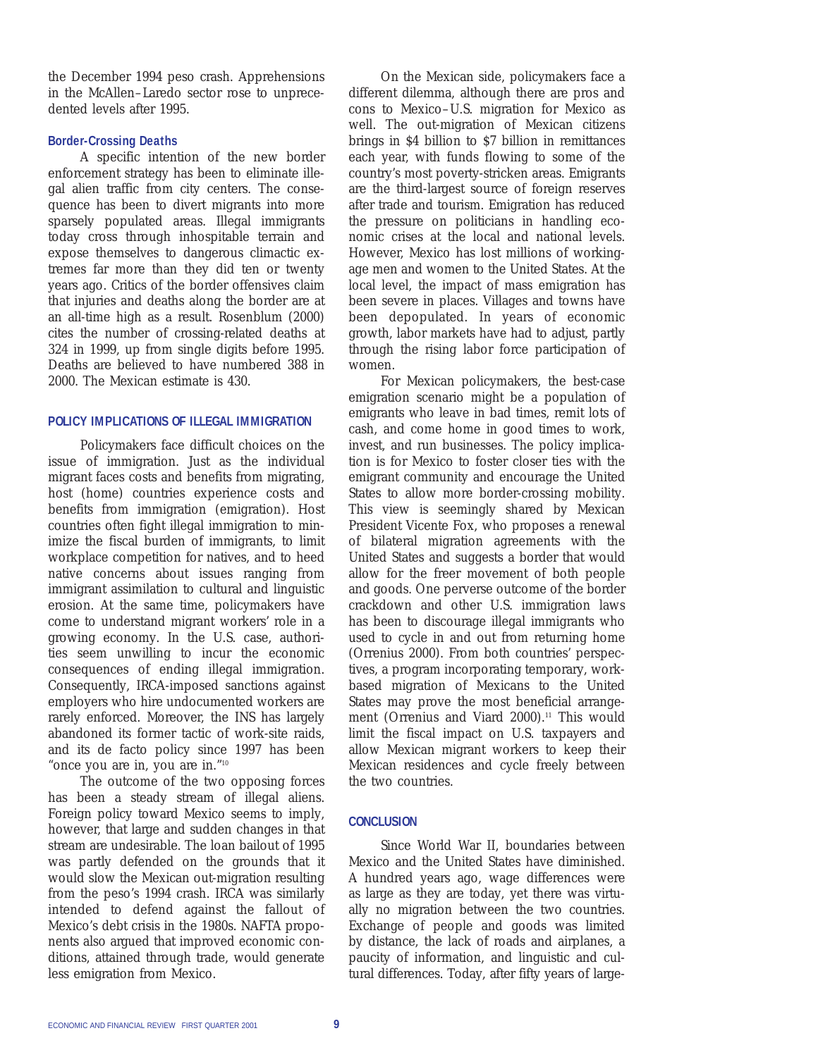the December 1994 peso crash. Apprehensions in the McAllen–Laredo sector rose to unprecedented levels after 1995.

### Border-Crossing Deaths

A specific intention of the new border enforcement strategy has been to eliminate illegal alien traffic from city centers. The consequence has been to divert migrants into more sparsely populated areas. Illegal immigrants today cross through inhospitable terrain and expose themselves to dangerous climactic extremes far more than they did ten or twenty years ago. Critics of the border offensives claim that injuries and deaths along the border are at an all-time high as a result. Rosenblum (2000) cites the number of crossing-related deaths at 324 in 1999, up from single digits before 1995. Deaths are believed to have numbered 388 in 2000. The Mexican estimate is 430.

## POLICY IMPLICATIONS OF ILLEGAL IMMIGRATION

Policymakers face difficult choices on the issue of immigration. Just as the individual migrant faces costs and benefits from migrating, host (home) countries experience costs and benefits from immigration (emigration). Host countries often fight illegal immigration to minimize the fiscal burden of immigrants, to limit workplace competition for natives, and to heed native concerns about issues ranging from immigrant assimilation to cultural and linguistic erosion. At the same time, policymakers have come to understand migrant workers' role in a growing economy. In the U.S. case, authorities seem unwilling to incur the economic consequences of ending illegal immigration. Consequently, IRCA-imposed sanctions against employers who hire undocumented workers are rarely enforced. Moreover, the INS has largely abandoned its former tactic of work-site raids, and its de facto policy since 1997 has been "once you are in, you are in."[10]

The outcome of the two opposing forces has been a steady stream of illegal aliens. Foreign policy toward Mexico seems to imply, however, that large and sudden changes in that stream are undesirable. The loan bailout of 1995 was partly defended on the grounds that it would slow the Mexican out-migration resulting from the peso's 1994 crash. IRCA was similarly intended to defend against the fallout of Mexico's debt crisis in the 1980s. NAFTA proponents also argued that improved economic conditions, attained through trade, would generate less emigration from Mexico.

On the Mexican side, policymakers face a different dilemma, although there are pros and cons to Mexico–U.S. migration for Mexico as well. The out-migration of Mexican citizens brings in $4 billion to $7 billion in remittances each year, with funds flowing to some of the country's most poverty-stricken areas. Emigrants are the third-largest source of foreign reserves after trade and tourism. Emigration has reduced the pressure on politicians in handling economic crises at the local and national levels. However, Mexico has lost millions of working-age men and women to the United States. At the local level, the impact of mass emigration has been severe in places. Villages and towns have been depopulated. In years of economic growth, labor markets have had to adjust, partly through the rising labor force participation of women.

For Mexican policymakers, the best-case emigration scenario might be a population of emigrants who leave in bad times, remit lots of cash, and come home in good times to work, invest, and run businesses. The policy implication is for Mexico to foster closer ties with the emigrant community and encourage the United States to allow more border-crossing mobility. This view is seemingly shared by Mexican President Vicente Fox, who proposes a renewal of bilateral migration agreements with the United States and suggests a border that would allow for the freer movement of both people and goods. One perverse outcome of the border crackdown and other U.S. immigration laws has been to discourage illegal immigrants who used to cycle in and out from returning home (Orrenius 2000). From both countries' perspectives, a program incorporating temporary, work-based migration of Mexicans to the United States may prove the most beneficial arrangement (Orrenius and Viard 2000).[11] This would limit the fiscal impact on U.S. taxpayers and allow Mexican migrant workers to keep their Mexican residences and cycle freely between the two countries.

## CONCLUSION

Since World War II, boundaries between Mexico and the United States have diminished. A hundred years ago, wage differences were as large as they are today, yet there was virtually no migration between the two countries. Exchange of people and goods was limited by distance, the lack of roads and airplanes, a paucity of information, and linguistic and cultural differences. Today, after fifty years of large-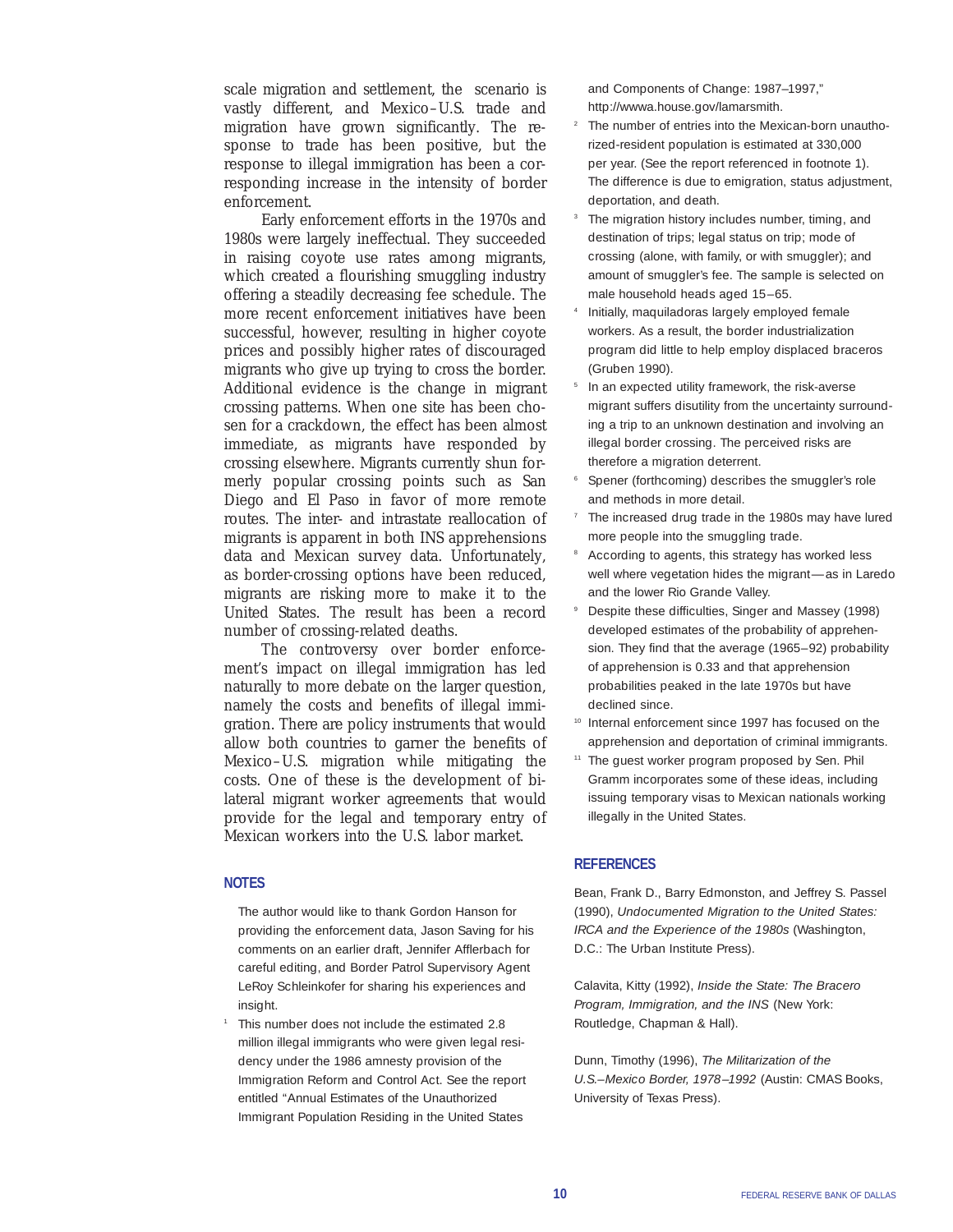scale migration and settlement, the scenario is vastly different, and Mexico–U.S. trade and migration have grown significantly. The response to trade has been positive, but the response to illegal immigration has been a corresponding increase in the intensity of border enforcement.

Early enforcement efforts in the 1970s and 1980s were largely ineffectual. They succeeded in raising coyote use rates among migrants, which created a flourishing smuggling industry offering a steadily decreasing fee schedule. The more recent enforcement initiatives have been successful, however, resulting in higher coyote prices and possibly higher rates of discouraged migrants who give up trying to cross the border. Additional evidence is the change in migrant crossing patterns. When one site has been chosen for a crackdown, the effect has been almost immediate, as migrants have responded by crossing elsewhere. Migrants currently shun formerly popular crossing points such as San Diego and El Paso in favor of more remote routes. The inter- and intrastate reallocation of migrants is apparent in both INS apprehensions data and Mexican survey data. Unfortunately, as border-crossing options have been reduced, migrants are risking more to make it to the United States. The result has been a record number of crossing-related deaths.

The controversy over border enforcement's impact on illegal immigration has led naturally to more debate on the larger question, namely the costs and benefits of illegal immigration. There are policy instruments that would allow both countries to garner the benefits of Mexico–U.S. migration while mitigating the costs. One of these is the development of bilateral migrant worker agreements that would provide for the legal and temporary entry of Mexican workers into the U.S. labor market.

## NOTES

The author would like to thank Gordon Hanson for providing the enforcement data, Jason Saving for his comments on an earlier draft, Jennifer Afflerbach for careful editing, and Border Patrol Supervisory Agent LeRoy Schleinkofer for sharing his experiences and insight.

[1] This number does not include the estimated 2.8 million illegal immigrants who were given legal residency under the 1986 amnesty provision of the Immigration Reform and Control Act. See the report entitled "Annual Estimates of the Unauthorized Immigrant Population Residing in the United States and Components of Change: 1987–1997," http://wwwa.house.gov/lamarsmith.

[2] The number of entries into the Mexican-born unauthorized-resident population is estimated at 330,000 per year. (See the report referenced in footnote 1). The difference is due to emigration, status adjustment, deportation, and death.

[3] The migration history includes number, timing, and destination of trips; legal status on trip; mode of crossing (alone, with family, or with smuggler); and amount of smuggler's fee. The sample is selected on male household heads aged 15–65.

[4] Initially, maquiladoras largely employed female workers. As a result, the border industrialization program did little to help employ displaced braceros (Gruben 1990).

[5] In an expected utility framework, the risk-averse migrant suffers disutility from the uncertainty surrounding a trip to an unknown destination and involving an illegal border crossing. The perceived risks are therefore a migration deterrent.

[6] Spener (forthcoming) describes the smuggler's role and methods in more detail.

[7] The increased drug trade in the 1980s may have lured more people into the smuggling trade.

[8] According to agents, this strategy has worked less well where vegetation hides the migrant—as in Laredo and the lower Rio Grande Valley.

[9] Despite these difficulties, Singer and Massey (1998) developed estimates of the probability of apprehension. They find that the average (1965–92) probability of apprehension is 0.33 and that apprehension probabilities peaked in the late 1970s but have declined since.

[10] Internal enforcement since 1997 has focused on the apprehension and deportation of criminal immigrants.

[11] The guest worker program proposed by Sen. Phil Gramm incorporates some of these ideas, including issuing temporary visas to Mexican nationals working illegally in the United States.

## REFERENCES

Bean, Frank D., Barry Edmonston, and Jeffrey S. Passel (1990), *Undocumented Migration to the United States: IRCA and the Experience of the 1980s* (Washington, D.C.: The Urban Institute Press).

Calavita, Kitty (1992), *Inside the State: The Bracero Program, Immigration, and the INS* (New York: Routledge, Chapman & Hall).

Dunn, Timothy (1996), *The Militarization of the U.S.–Mexico Border, 1978–1992* (Austin: CMAS Books, University of Texas Press).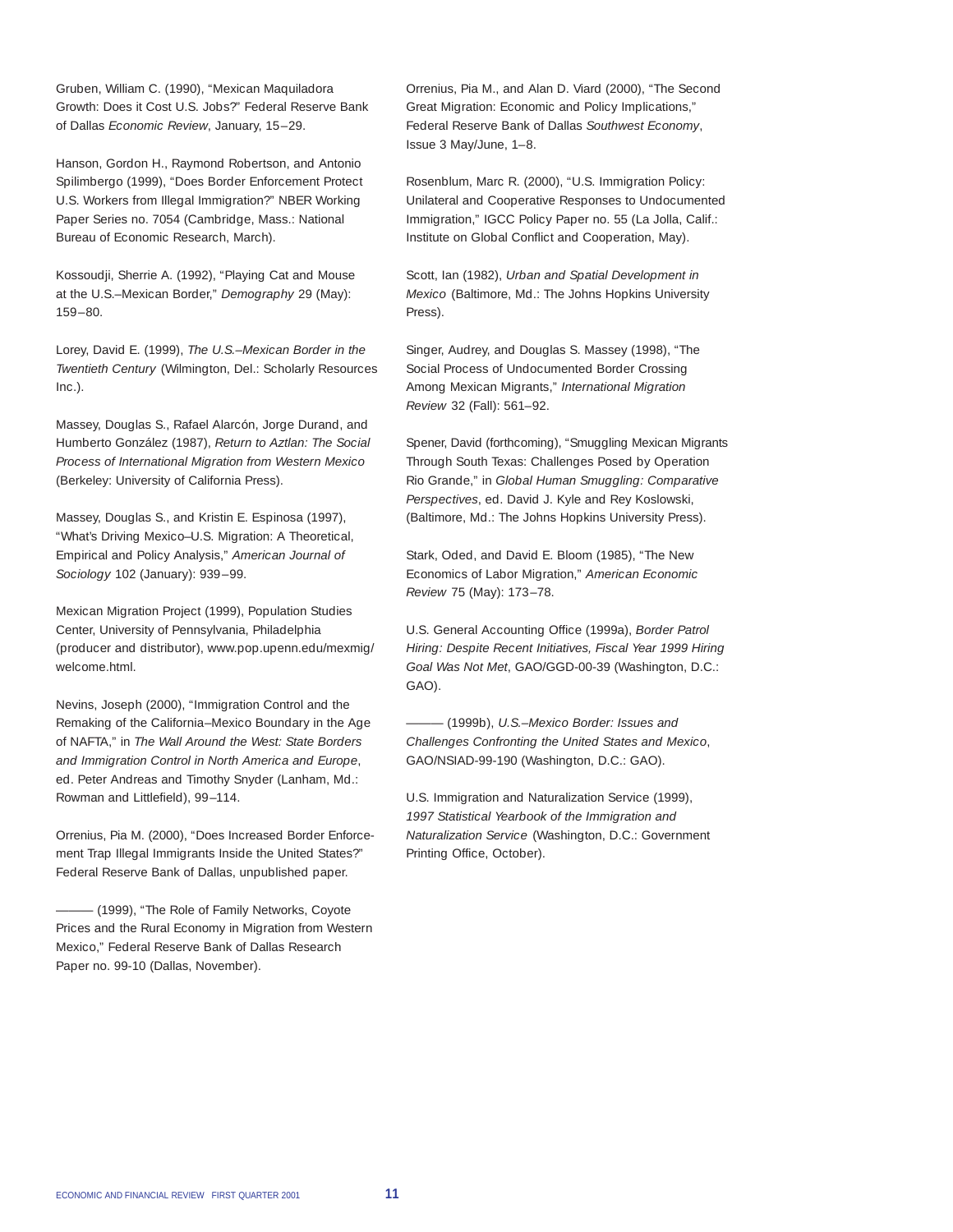Gruben, William C. (1990), "Mexican Maquiladora Growth: Does it Cost U.S. Jobs?" Federal Reserve Bank of Dallas *Economic Review*, January, 15–29.

Hanson, Gordon H., Raymond Robertson, and Antonio Spilimbergo (1999), "Does Border Enforcement Protect U.S. Workers from Illegal Immigration?" NBER Working Paper Series no. 7054 (Cambridge, Mass.: National Bureau of Economic Research, March).

Kossoudji, Sherrie A. (1992), "Playing Cat and Mouse at the U.S.–Mexican Border," *Demography* 29 (May): 159–80.

Lorey, David E. (1999), *The U.S.–Mexican Border in the Twentieth Century* (Wilmington, Del.: Scholarly Resources Inc.).

Massey, Douglas S., Rafael Alarcón, Jorge Durand, and Humberto González (1987), *Return to Aztlan: The Social Process of International Migration from Western Mexico* (Berkeley: University of California Press).

Massey, Douglas S., and Kristin E. Espinosa (1997), "What's Driving Mexico–U.S. Migration: A Theoretical, Empirical and Policy Analysis," *American Journal of Sociology* 102 (January): 939–99.

Mexican Migration Project (1999), Population Studies Center, University of Pennsylvania, Philadelphia (producer and distributor), www.pop.upenn.edu/mexmig/welcome.html.

Nevins, Joseph (2000), "Immigration Control and the Remaking of the California–Mexico Boundary in the Age of NAFTA," in *The Wall Around the West: State Borders and Immigration Control in North America and Europe*, ed. Peter Andreas and Timothy Snyder (Lanham, Md.: Rowman and Littlefield), 99–114.

Orrenius, Pia M. (2000), "Does Increased Border Enforcement Trap Illegal Immigrants Inside the United States?" Federal Reserve Bank of Dallas, unpublished paper.

——— (1999), "The Role of Family Networks, Coyote Prices and the Rural Economy in Migration from Western Mexico," Federal Reserve Bank of Dallas Research Paper no. 99-10 (Dallas, November).

Orrenius, Pia M., and Alan D. Viard (2000), "The Second Great Migration: Economic and Policy Implications," Federal Reserve Bank of Dallas *Southwest Economy*, Issue 3 May/June, 1–8.

Rosenblum, Marc R. (2000), "U.S. Immigration Policy: Unilateral and Cooperative Responses to Undocumented Immigration," IGCC Policy Paper no. 55 (La Jolla, Calif.: Institute on Global Conflict and Cooperation, May).

Scott, Ian (1982), *Urban and Spatial Development in Mexico* (Baltimore, Md.: The Johns Hopkins University Press).

Singer, Audrey, and Douglas S. Massey (1998), "The Social Process of Undocumented Border Crossing Among Mexican Migrants," *International Migration Review* 32 (Fall): 561–92.

Spener, David (forthcoming), "Smuggling Mexican Migrants Through South Texas: Challenges Posed by Operation Rio Grande," in *Global Human Smuggling: Comparative Perspectives*, ed. David J. Kyle and Rey Koslowski, (Baltimore, Md.: The Johns Hopkins University Press).

Stark, Oded, and David E. Bloom (1985), "The New Economics of Labor Migration," *American Economic Review* 75 (May): 173–78.

U.S. General Accounting Office (1999a), *Border Patrol Hiring: Despite Recent Initiatives, Fiscal Year 1999 Hiring Goal Was Not Met*, GAO/GGD-00-39 (Washington, D.C.: GAO).

——— (1999b), *U.S.–Mexico Border: Issues and Challenges Confronting the United States and Mexico*, GAO/NSIAD-99-190 (Washington, D.C.: GAO).

U.S. Immigration and Naturalization Service (1999), *1997 Statistical Yearbook of the Immigration and Naturalization Service* (Washington, D.C.: Government Printing Office, October).